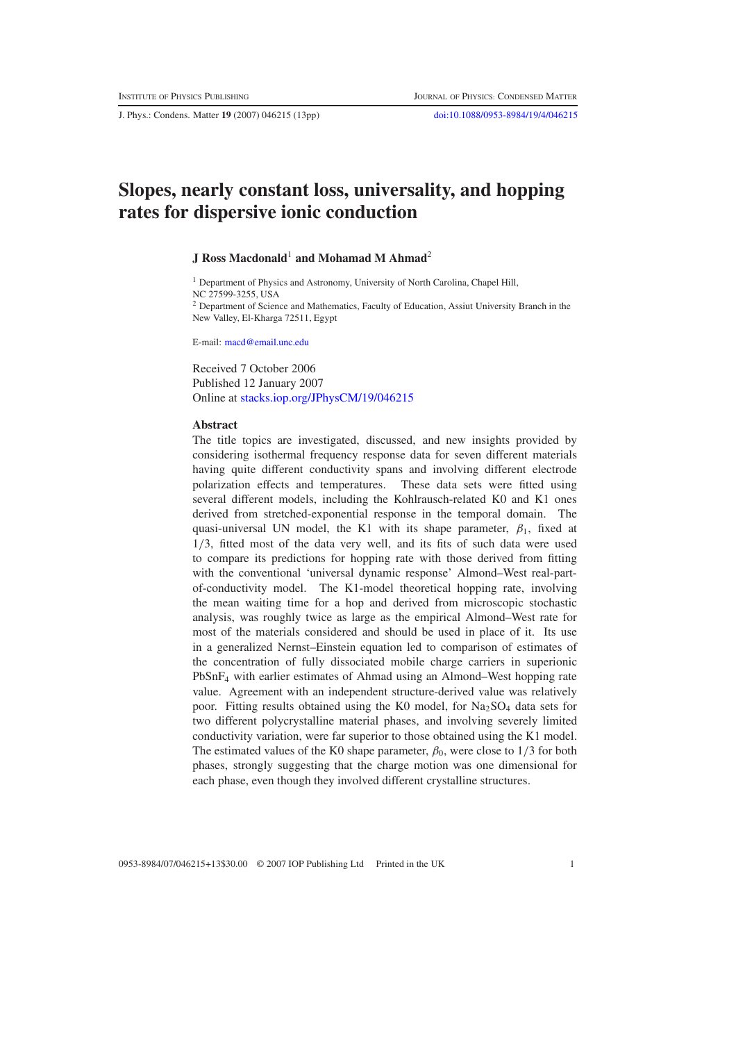# Slopes, nearly constant loss, universality, and hopping rates for dispersive ionic conduction

**J Ross Macdonald**[1] **and Mohamad M Ahmad**[2]

[1] Department of Physics and Astronomy, University of North Carolina, Chapel Hill, NC 27599-3255, USA

[2] Department of Science and Mathematics, Faculty of Education, Assiut University Branch in the New Valley, El-Kharga 72511, Egypt

E-mail: macd@email.unc.edu

Received 7 October 2006
Published 12 January 2007
Online at stacks.iop.org/JPhysCM/19/046215

## Abstract

The title topics are investigated, discussed, and new insights provided by considering isothermal frequency response data for seven different materials having quite different conductivity spans and involving different electrode polarization effects and temperatures. These data sets were fitted using several different models, including the Kohlrausch-related K0 and K1 ones derived from stretched-exponential response in the temporal domain. The quasi-universal UN model, the K1 with its shape parameter, $\beta_1$, fixed at $1/3$, fitted most of the data very well, and its fits of such data were used to compare its predictions for hopping rate with those derived from fitting with the conventional 'universal dynamic response' Almond–West real-part-of-conductivity model. The K1-model theoretical hopping rate, involving the mean waiting time for a hop and derived from microscopic stochastic analysis, was roughly twice as large as the empirical Almond–West rate for most of the materials considered and should be used in place of it. Its use in a generalized Nernst–Einstein equation led to comparison of estimates of the concentration of fully dissociated mobile charge carriers in superionic $PbSnF_4$ with earlier estimates of Ahmad using an Almond–West hopping rate value. Agreement with an independent structure-derived value was relatively poor. Fitting results obtained using the K0 model, for $Na_2SO_4$ data sets for two different polycrystalline material phases, and involving severely limited conductivity variation, were far superior to those obtained using the K1 model. The estimated values of the K0 shape parameter, $\beta_0$, were close to $1/3$ for both phases, strongly suggesting that the charge motion was one dimensional for each phase, even though they involved different crystalline structures.

0953-8984/07/046215+13$30.00 © 2007 IOP Publishing Ltd Printed in the UK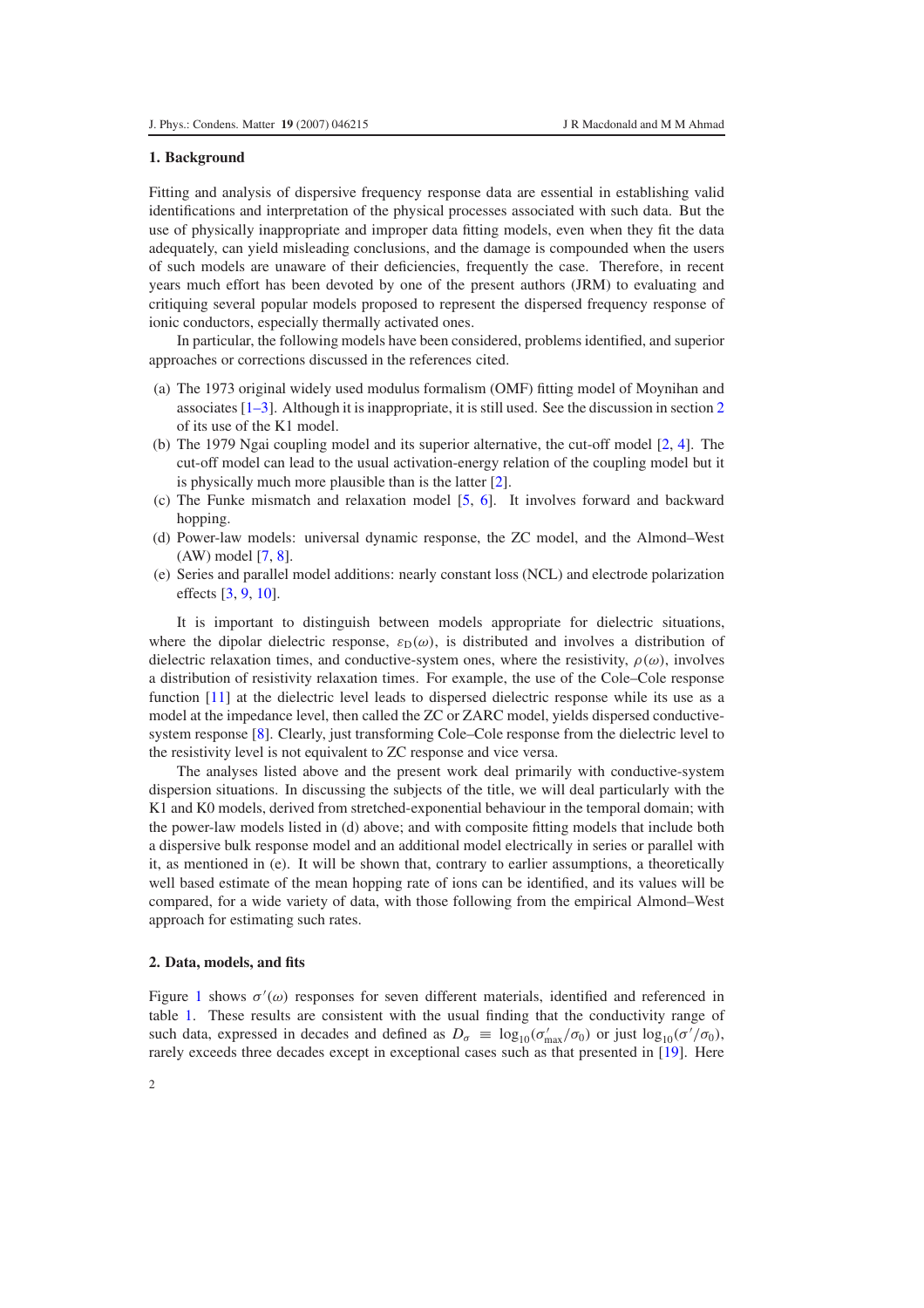## 1. Background

Fitting and analysis of dispersive frequency response data are essential in establishing valid identifications and interpretation of the physical processes associated with such data. But the use of physically inappropriate and improper data fitting models, even when they fit the data adequately, can yield misleading conclusions, and the damage is compounded when the users of such models are unaware of their deficiencies, frequently the case. Therefore, in recent years much effort has been devoted by one of the present authors (JRM) to evaluating and critiquing several popular models proposed to represent the dispersed frequency response of ionic conductors, especially thermally activated ones.

In particular, the following models have been considered, problems identified, and superior approaches or corrections discussed in the references cited.

(a) The 1973 original widely used modulus formalism (OMF) fitting model of Moynihan and associates [1–3]. Although it is inappropriate, it is still used. See the discussion in section 2 of its use of the K1 model.

(b) The 1979 Ngai coupling model and its superior alternative, the cut-off model [2, 4]. The cut-off model can lead to the usual activation-energy relation of the coupling model but it is physically much more plausible than is the latter [2].

(c) The Funke mismatch and relaxation model [5, 6]. It involves forward and backward hopping.

(d) Power-law models: universal dynamic response, the ZC model, and the Almond–West (AW) model [7, 8].

(e) Series and parallel model additions: nearly constant loss (NCL) and electrode polarization effects [3, 9, 10].

It is important to distinguish between models appropriate for dielectric situations, where the dipolar dielectric response, $\varepsilon_D(\omega)$, is distributed and involves a distribution of dielectric relaxation times, and conductive-system ones, where the resistivity, $\rho(\omega)$, involves a distribution of resistivity relaxation times. For example, the use of the Cole–Cole response function [11] at the dielectric level leads to dispersed dielectric response while its use as a model at the impedance level, then called the ZC or ZARC model, yields dispersed conductive-system response [8]. Clearly, just transforming Cole–Cole response from the dielectric level to the resistivity level is not equivalent to ZC response and vice versa.

The analyses listed above and the present work deal primarily with conductive-system dispersion situations. In discussing the subjects of the title, we will deal particularly with the K1 and K0 models, derived from stretched-exponential behaviour in the temporal domain; with the power-law models listed in (d) above; and with composite fitting models that include both a dispersive bulk response model and an additional model electrically in series or parallel with it, as mentioned in (e). It will be shown that, contrary to earlier assumptions, a theoretically well based estimate of the mean hopping rate of ions can be identified, and its values will be compared, for a wide variety of data, with those following from the empirical Almond–West approach for estimating such rates.

## 2. Data, models, and fits

Figure 1 shows $\sigma'(\omega)$ responses for seven different materials, identified and referenced in table 1. These results are consistent with the usual finding that the conductivity range of such data, expressed in decades and defined as $D_\sigma \equiv \log_{10}(\sigma'_{max}/\sigma_0)$ or just $\log_{10}(\sigma'/\sigma_0)$, rarely exceeds three decades except in exceptional cases such as that presented in [19]. Here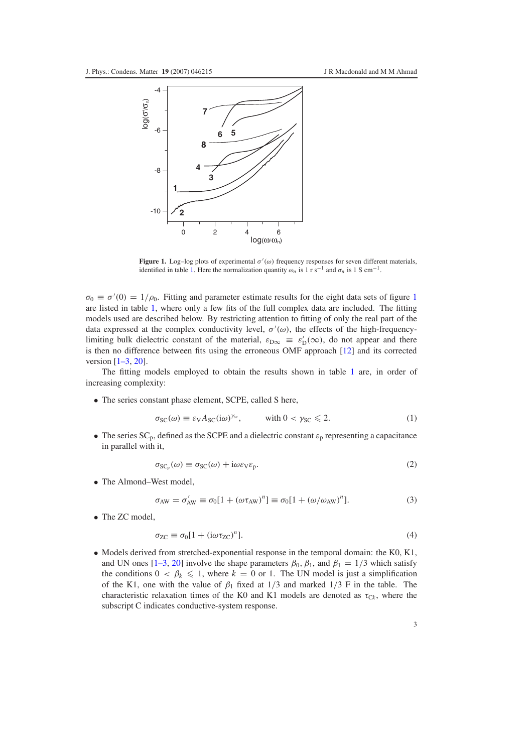**Figure 1.** Log–log plots of experimental $\sigma'(\omega)$ frequency responses for seven different materials, identified in table 1. Here the normalization quantity $\omega_n$ is 1 r s$^{-1}$ and $\sigma_n$ is 1 S cm$^{-1}$.

$\sigma_0 \equiv \sigma'(0) = 1/\rho_0$. Fitting and parameter estimate results for the eight data sets of figure 1 are listed in table 1, where only a few fits of the full complex data are included. The fitting models used are described below. By restricting attention to fitting of only the real part of the data expressed at the complex conductivity level, $\sigma'(\omega)$, the effects of the high-frequency-limiting bulk dielectric constant of the material, $\varepsilon_{D\infty} \equiv \varepsilon'_D(\infty)$, do not appear and there is then no difference between fits using the erroneous OMF approach [12] and its corrected version [1–3, 20].

The fitting models employed to obtain the results shown in table 1 are, in order of increasing complexity:

- The series constant phase element, SCPE, called S here,

$$\sigma_{SC}(\omega) \equiv \varepsilon_V A_{SC}(i\omega)^{\gamma_{SC}}, \qquad \text{with } 0 < \gamma_{SC} \leqslant 2. \tag{1}$$

- The series $SC_p$, defined as the SCPE and a dielectric constant $\varepsilon_p$ representing a capacitance in parallel with it,

$$\sigma_{SC_p}(\omega) \equiv \sigma_{SC}(\omega) + i\omega\varepsilon_V\varepsilon_p. \tag{2}$$

- The Almond–West model,

$$\sigma_{AW} = \sigma'_{AW} \equiv \sigma_0[1 + (\omega\tau_{AW})^n] \equiv \sigma_0[1 + (\omega/\omega_{AW})^n]. \tag{3}$$

- The ZC model,

$$\sigma_{ZC} \equiv \sigma_0[1 + (i\omega\tau_{ZC})^n]. \tag{4}$$

- Models derived from stretched-exponential response in the temporal domain: the K0, K1, and UN ones [1–3, 20] involve the shape parameters $\beta_0$, $\beta_1$, and $\beta_1 = 1/3$ which satisfy the conditions $0 < \beta_k \leqslant 1$, where $k = 0$ or 1. The UN model is just a simplification of the K1, one with the value of $\beta_1$ fixed at 1/3 and marked 1/3 F in the table. The characteristic relaxation times of the K0 and K1 models are denoted as $\tau_{Ck}$, where the subscript C indicates conductive-system response.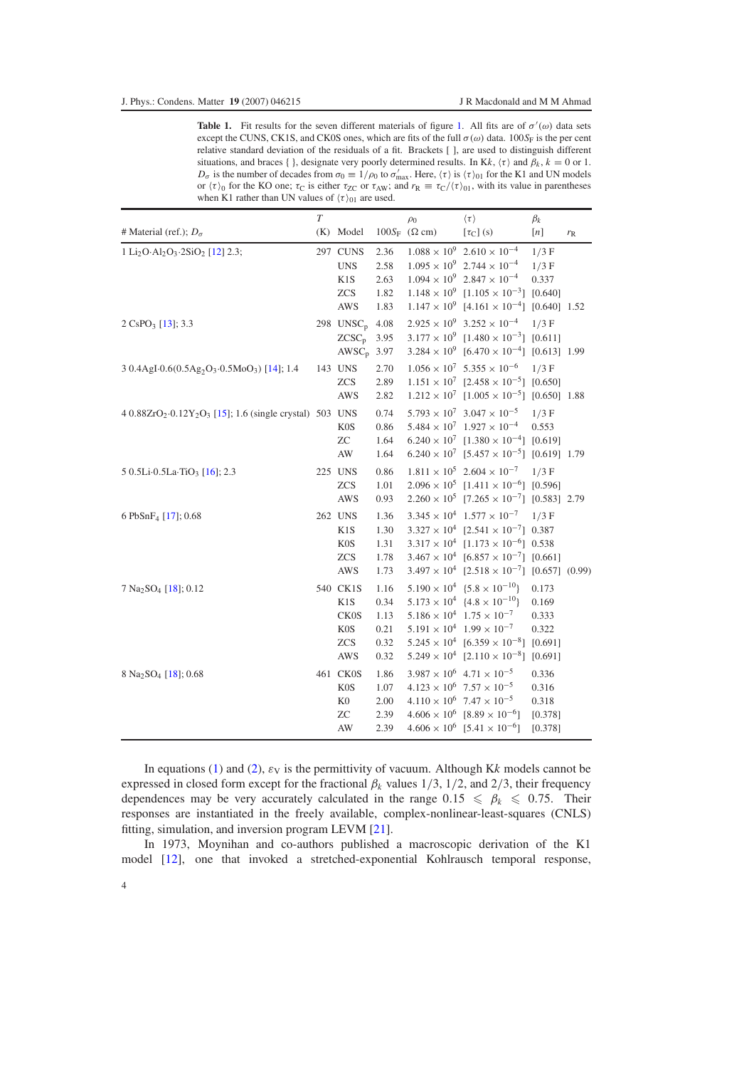**Table 1.** Fit results for the seven different materials of figure 1. All fits are of $\sigma'(\omega)$ data sets except the CUNS, CK1S, and CK0S ones, which are fits of the full $\sigma(\omega)$ data. $100S_F$ is the per cent relative standard deviation of the residuals of a fit. Brackets [ ], are used to distinguish different situations, and braces { }, designate very poorly determined results. In K$k$, $\langle\tau\rangle$ and $\beta_k$, $k = 0$ or 1. $D_\sigma$ is the number of decades from $\sigma_0 \equiv 1/\rho_0$ to $\sigma'_{max}$. Here, $\langle\tau\rangle$ is $\langle\tau\rangle_{01}$ for the K1 and UN models or $\langle\tau\rangle_0$ for the KO one; $\tau_C$ is either $\tau_{ZC}$ or $\tau_{AW}$; and $r_R \equiv \tau_C/\langle\tau\rangle_{01}$, with its value in parentheses when K1 rather than UN values of $\langle\tau\rangle_{01}$ are used.

| # Material (ref.); $D_\sigma$ | $T$ (K) | Model | $100S_F$ | $\rho_0$ ($\Omega$ cm) | $\langle\tau\rangle$ [$\tau_C$] (s) | $\beta_k$ [$n$] | $r_R$ |
|---|---|---|---|---|---|---|---|
| 1 $Li_2O{\cdot}Al_2O_3{\cdot}2SiO_2$ [12] 2.3; | 297 | CUNS | 2.36 | $1.088 \times 10^9$ | $2.610 \times 10^{-4}$ | 1/3 F | |
| | | UNS | 2.58 | $1.095 \times 10^9$ | $2.744 \times 10^{-4}$ | 1/3 F | |
| | | K1S | 2.63 | $1.094 \times 10^9$ | $2.847 \times 10^{-4}$ | 0.337 | |
| | | ZCS | 1.82 | $1.148 \times 10^9$ | [$1.105 \times 10^{-3}$] | [0.640] | |
| | | AWS | 1.83 | $1.147 \times 10^9$ | [$4.161 \times 10^{-4}$] | [0.640] | 1.52 |
| 2 $CsPO_3$ [13]; 3.3 | 298 | $UNSC_p$ | 4.08 | $2.925 \times 10^9$ | $3.252 \times 10^{-4}$ | 1/3 F | |
| | | $ZCSC_p$ | 3.95 | $3.177 \times 10^9$ | [$1.480 \times 10^{-3}$] | [0.611] | |
| | | $AWSC_p$ | 3.97 | $3.284 \times 10^9$ | [$6.470 \times 10^{-4}$] | [0.613] | 1.99 |
| 3 $0.4AgI{\cdot}0.6(0.5Ag_2O_3{\cdot}0.5MoO_3)$ [14]; 1.4 | 143 | UNS | 2.70 | $1.056 \times 10^7$ | $5.355 \times 10^{-6}$ | 1/3 F | |
| | | ZCS | 2.89 | $1.151 \times 10^7$ | [$2.458 \times 10^{-5}$] | [0.650] | |
| | | AWS | 2.82 | $1.212 \times 10^7$ | [$1.005 \times 10^{-5}$] | [0.650] | 1.88 |
| 4 $0.88ZrO_2{\cdot}0.12Y_2O_3$ [15]; 1.6 (single crystal) | 503 | UNS | 0.74 | $5.793 \times 10^7$ | $3.047 \times 10^{-5}$ | 1/3 F | |
| | | K0S | 0.86 | $5.484 \times 10^7$ | $1.927 \times 10^{-4}$ | 0.553 | |
| | | ZC | 1.64 | $6.240 \times 10^7$ | [$1.380 \times 10^{-4}$] | [0.619] | |
| | | AW | 1.64 | $6.240 \times 10^7$ | [$5.457 \times 10^{-5}$] | [0.619] | 1.79 |
| 5 $0.5Li{\cdot}0.5La{\cdot}TiO_3$ [16]; 2.3 | 225 | UNS | 0.86 | $1.811 \times 10^5$ | $2.604 \times 10^{-7}$ | 1/3 F | |
| | | ZCS | 1.01 | $2.096 \times 10^5$ | [$1.411 \times 10^{-6}$] | [0.596] | |
| | | AWS | 0.93 | $2.260 \times 10^5$ | [$7.265 \times 10^{-7}$] | [0.583] | 2.79 |
| 6 $PbSnF_4$ [17]; 0.68 | 262 | UNS | 1.36 | $3.345 \times 10^4$ | $1.577 \times 10^{-7}$ | 1/3 F | |
| | | K1S | 1.30 | $3.327 \times 10^4$ | [$2.541 \times 10^{-7}$] | 0.387 | |
| | | K0S | 1.31 | $3.317 \times 10^4$ | [$1.173 \times 10^{-6}$] | 0.538 | |
| | | ZCS | 1.78 | $3.467 \times 10^4$ | [$6.857 \times 10^{-7}$] | [0.661] | |
| | | AWS | 1.73 | $3.497 \times 10^4$ | [$2.518 \times 10^{-7}$] | [0.657] | (0.99) |
| 7 $Na_2SO_4$ [18]; 0.12 | 540 | CK1S | 1.16 | $5.190 \times 10^4$ | {$5.8 \times 10^{-10}$} | 0.173 | |
| | | K1S | 0.34 | $5.173 \times 10^4$ | {$4.8 \times 10^{-10}$} | 0.169 | |
| | | CK0S | 1.13 | $5.186 \times 10^4$ | $1.75 \times 10^{-7}$ | 0.333 | |
| | | K0S | 0.21 | $5.191 \times 10^4$ | $1.99 \times 10^{-7}$ | 0.322 | |
| | | ZCS | 0.32 | $5.245 \times 10^4$ | [$6.359 \times 10^{-8}$] | [0.691] | |
| | | AWS | 0.32 | $5.249 \times 10^4$ | [$2.110 \times 10^{-8}$] | [0.691] | |
| 8 $Na_2SO_4$ [18]; 0.68 | 461 | CK0S | 1.86 | $3.987 \times 10^6$ | $4.71 \times 10^{-5}$ | 0.336 | |
| | | K0S | 1.07 | $4.123 \times 10^6$ | $7.57 \times 10^{-5}$ | 0.316 | |
| | | K0 | 2.00 | $4.110 \times 10^6$ | $7.47 \times 10^{-5}$ | 0.318 | |
| | | ZC | 2.39 | $4.606 \times 10^6$ | [$8.89 \times 10^{-6}$] | [0.378] | |
| | | AW | 2.39 | $4.606 \times 10^6$ | [$5.41 \times 10^{-6}$] | [0.378] | |

In equations (1) and (2), $\varepsilon_V$ is the permittivity of vacuum. Although K$k$ models cannot be expressed in closed form except for the fractional $\beta_k$ values 1/3, 1/2, and 2/3, their frequency dependences may be very accurately calculated in the range $0.15 \leqslant \beta_k \leqslant 0.75$. Their responses are instantiated in the freely available, complex-nonlinear-least-squares (CNLS) fitting, simulation, and inversion program LEVM [21].

In 1973, Moynihan and co-authors published a macroscopic derivation of the K1 model [12], one that invoked a stretched-exponential Kohlrausch temporal response,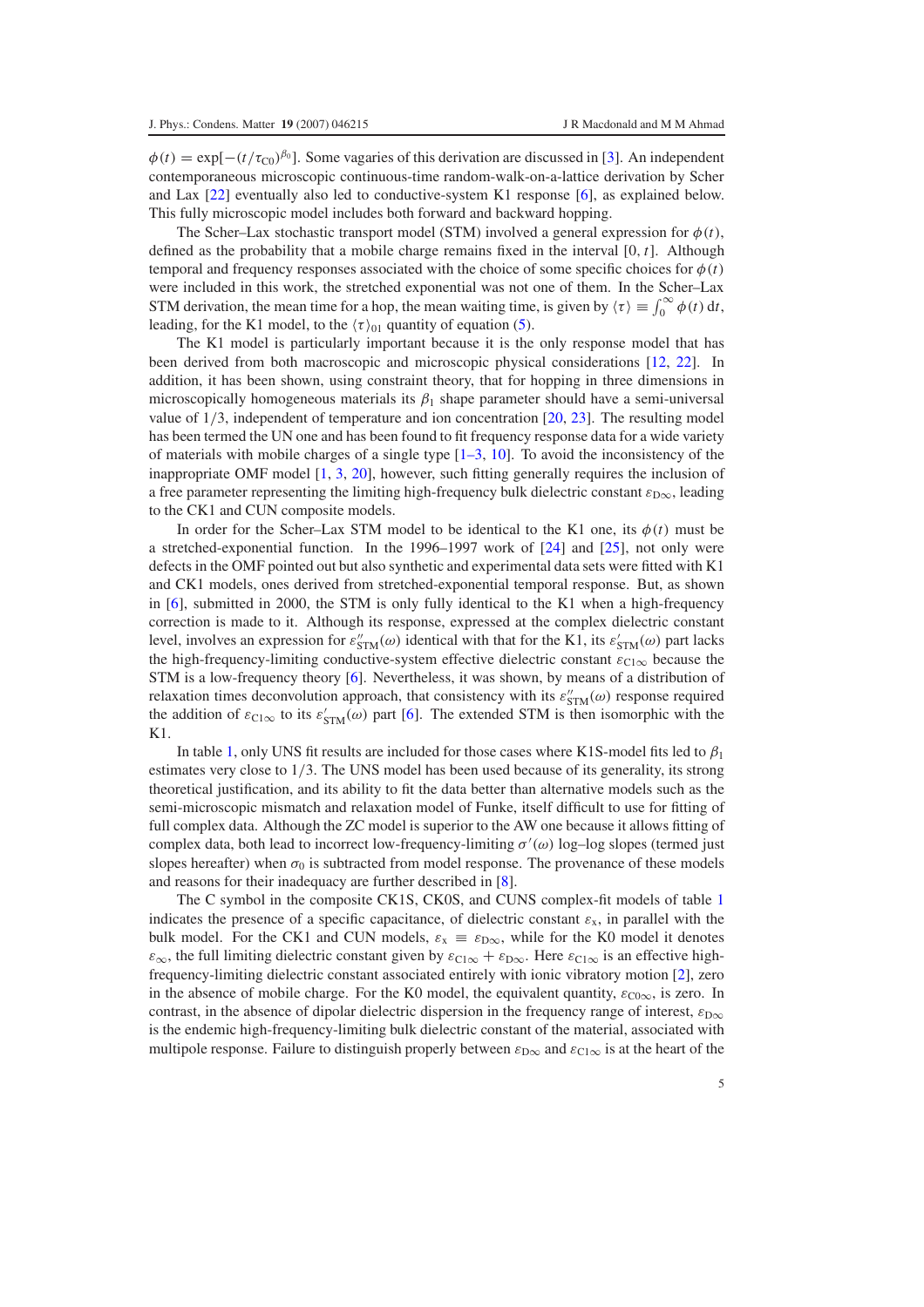$\phi(t) = \exp[-(t/\tau_{C0})^{\beta_0}]$. Some vagaries of this derivation are discussed in [3]. An independent contemporaneous microscopic continuous-time random-walk-on-a-lattice derivation by Scher and Lax [22] eventually also led to conductive-system K1 response [6], as explained below. This fully microscopic model includes both forward and backward hopping.

The Scher–Lax stochastic transport model (STM) involved a general expression for $\phi(t)$, defined as the probability that a mobile charge remains fixed in the interval $[0, t]$. Although temporal and frequency responses associated with the choice of some specific choices for $\phi(t)$ were included in this work, the stretched exponential was not one of them. In the Scher–Lax STM derivation, the mean time for a hop, the mean waiting time, is given by $\langle\tau\rangle \equiv \int_0^\infty \phi(t)\,dt$, leading, for the K1 model, to the $\langle\tau\rangle_{01}$ quantity of equation (5).

The K1 model is particularly important because it is the only response model that has been derived from both macroscopic and microscopic physical considerations [12, 22]. In addition, it has been shown, using constraint theory, that for hopping in three dimensions in microscopically homogeneous materials its $\beta_1$ shape parameter should have a semi-universal value of 1/3, independent of temperature and ion concentration [20, 23]. The resulting model has been termed the UN one and has been found to fit frequency response data for a wide variety of materials with mobile charges of a single type [1–3, 10]. To avoid the inconsistency of the inappropriate OMF model [1, 3, 20], however, such fitting generally requires the inclusion of a free parameter representing the limiting high-frequency bulk dielectric constant $\varepsilon_{D\infty}$, leading to the CK1 and CUN composite models.

In order for the Scher–Lax STM model to be identical to the K1 one, its $\phi(t)$ must be a stretched-exponential function. In the 1996–1997 work of [24] and [25], not only were defects in the OMF pointed out but also synthetic and experimental data sets were fitted with K1 and CK1 models, ones derived from stretched-exponential temporal response. But, as shown in [6], submitted in 2000, the STM is only fully identical to the K1 when a high-frequency correction is made to it. Although its response, expressed at the complex dielectric constant level, involves an expression for $\varepsilon''_{STM}(\omega)$ identical with that for the K1, its $\varepsilon'_{STM}(\omega)$ part lacks the high-frequency-limiting conductive-system effective dielectric constant $\varepsilon_{C1\infty}$ because the STM is a low-frequency theory [6]. Nevertheless, it was shown, by means of a distribution of relaxation times deconvolution approach, that consistency with its $\varepsilon''_{STM}(\omega)$ response required the addition of $\varepsilon_{C1\infty}$ to its $\varepsilon'_{STM}(\omega)$ part [6]. The extended STM is then isomorphic with the K1.

In table 1, only UNS fit results are included for those cases where K1S-model fits led to $\beta_1$ estimates very close to 1/3. The UNS model has been used because of its generality, its strong theoretical justification, and its ability to fit the data better than alternative models such as the semi-microscopic mismatch and relaxation model of Funke, itself difficult to use for fitting of full complex data. Although the ZC model is superior to the AW one because it allows fitting of complex data, both lead to incorrect low-frequency-limiting $\sigma'(\omega)$ log–log slopes (termed just slopes hereafter) when $\sigma_0$ is subtracted from model response. The provenance of these models and reasons for their inadequacy are further described in [8].

The C symbol in the composite CK1S, CK0S, and CUNS complex-fit models of table 1 indicates the presence of a specific capacitance, of dielectric constant $\varepsilon_x$, in parallel with the bulk model. For the CK1 and CUN models, $\varepsilon_x \equiv \varepsilon_{D\infty}$, while for the K0 model it denotes $\varepsilon_\infty$, the full limiting dielectric constant given by $\varepsilon_{C1\infty} + \varepsilon_{D\infty}$. Here $\varepsilon_{C1\infty}$ is an effective high-frequency-limiting dielectric constant associated entirely with ionic vibratory motion [2], zero in the absence of mobile charge. For the K0 model, the equivalent quantity, $\varepsilon_{C0\infty}$, is zero. In contrast, in the absence of dipolar dielectric dispersion in the frequency range of interest, $\varepsilon_{D\infty}$ is the endemic high-frequency-limiting bulk dielectric constant of the material, associated with multipole response. Failure to distinguish properly between $\varepsilon_{D\infty}$ and $\varepsilon_{C1\infty}$ is at the heart of the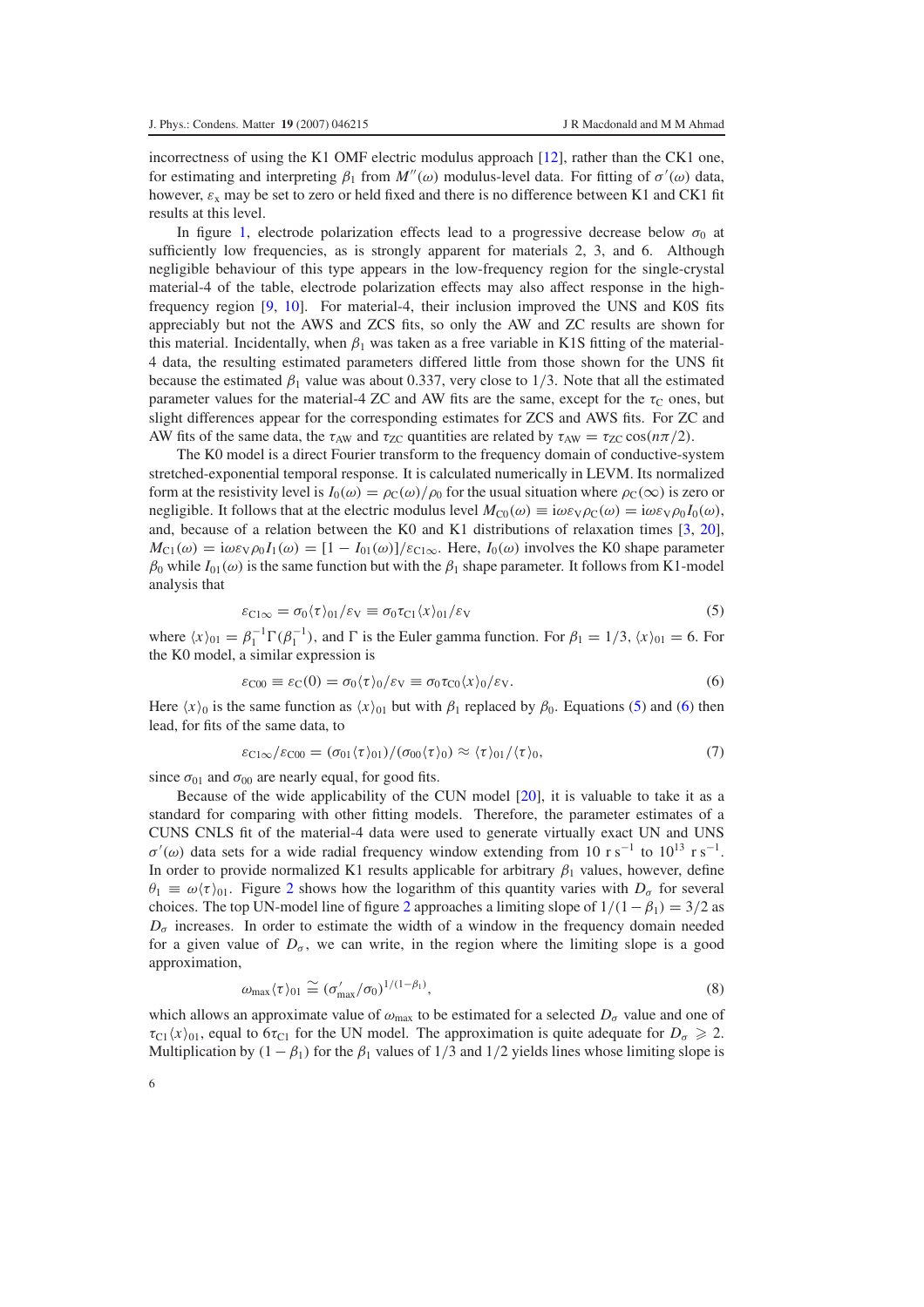incorrectness of using the K1 OMF electric modulus approach [12], rather than the CK1 one, for estimating and interpreting $\beta_1$ from $M''(\omega)$ modulus-level data. For fitting of $\sigma'(\omega)$ data, however, $\varepsilon_x$ may be set to zero or held fixed and there is no difference between K1 and CK1 fit results at this level.

In figure 1, electrode polarization effects lead to a progressive decrease below $\sigma_0$ at sufficiently low frequencies, as is strongly apparent for materials 2, 3, and 6. Although negligible behaviour of this type appears in the low-frequency region for the single-crystal material-4 of the table, electrode polarization effects may also affect response in the high-frequency region [9, 10]. For material-4, their inclusion improved the UNS and K0S fits appreciably but not the AWS and ZCS fits, so only the AW and ZC results are shown for this material. Incidentally, when $\beta_1$ was taken as a free variable in K1S fitting of the material-4 data, the resulting estimated parameters differed little from those shown for the UNS fit because the estimated $\beta_1$ value was about 0.337, very close to 1/3. Note that all the estimated parameter values for the material-4 ZC and AW fits are the same, except for the $\tau_C$ ones, but slight differences appear for the corresponding estimates for ZCS and AWS fits. For ZC and AW fits of the same data, the $\tau_{AW}$ and $\tau_{ZC}$ quantities are related by $\tau_{AW} = \tau_{ZC}\cos(n\pi/2)$.

The K0 model is a direct Fourier transform to the frequency domain of conductive-system stretched-exponential temporal response. It is calculated numerically in LEVM. Its normalized form at the resistivity level is $I_0(\omega) = \rho_C(\omega)/\rho_0$ for the usual situation where $\rho_C(\infty)$ is zero or negligible. It follows that at the electric modulus level $M_{C0}(\omega) \equiv i\omega\varepsilon_V\rho_C(\omega) = i\omega\varepsilon_V\rho_0 I_0(\omega)$, and, because of a relation between the K0 and K1 distributions of relaxation times [3, 20], $M_{C1}(\omega) = i\omega\varepsilon_V\rho_0 I_1(\omega) = [1 - I_{01}(\omega)]/\varepsilon_{C1\infty}$. Here, $I_0(\omega)$ involves the K0 shape parameter $\beta_0$ while $I_{01}(\omega)$ is the same function but with the $\beta_1$ shape parameter. It follows from K1-model analysis that

$$\varepsilon_{C1\infty} = \sigma_0\langle\tau\rangle_{01}/\varepsilon_V \equiv \sigma_0\tau_{C1}\langle x\rangle_{01}/\varepsilon_V \tag{5}$$

where $\langle x\rangle_{01} = \beta_1^{-1}\Gamma(\beta_1^{-1})$, and $\Gamma$ is the Euler gamma function. For $\beta_1 = 1/3$, $\langle x\rangle_{01} = 6$. For the K0 model, a similar expression is

$$\varepsilon_{C00} \equiv \varepsilon_C(0) = \sigma_0\langle\tau\rangle_0/\varepsilon_V \equiv \sigma_0\tau_{C0}\langle x\rangle_0/\varepsilon_V. \tag{6}$$

Here $\langle x\rangle_0$ is the same function as $\langle x\rangle_{01}$ but with $\beta_1$ replaced by $\beta_0$. Equations (5) and (6) then lead, for fits of the same data, to

$$\varepsilon_{C1\infty}/\varepsilon_{C00} = (\sigma_{01}\langle\tau\rangle_{01})/(\sigma_{00}\langle\tau\rangle_0) \approx \langle\tau\rangle_{01}/\langle\tau\rangle_0, \tag{7}$$

since $\sigma_{01}$ and $\sigma_{00}$ are nearly equal, for good fits.

Because of the wide applicability of the CUN model [20], it is valuable to take it as a standard for comparing with other fitting models. Therefore, the parameter estimates of a CUNS CNLS fit of the material-4 data were used to generate virtually exact UN and UNS $\sigma'(\omega)$ data sets for a wide radial frequency window extending from 10 r s$^{-1}$ to $10^{13}$ r s$^{-1}$. In order to provide normalized K1 results applicable for arbitrary $\beta_1$ values, however, define $\theta_1 \equiv \omega\langle\tau\rangle_{01}$. Figure 2 shows how the logarithm of this quantity varies with $D_\sigma$ for several choices. The top UN-model line of figure 2 approaches a limiting slope of $1/(1-\beta_1) = 3/2$ as $D_\sigma$ increases. In order to estimate the width of a window in the frequency domain needed for a given value of $D_\sigma$, we can write, in the region where the limiting slope is a good approximation,

$$\omega_{max}\langle\tau\rangle_{01} \cong (\sigma'_{max}/\sigma_0)^{1/(1-\beta_1)}, \tag{8}$$

which allows an approximate value of $\omega_{max}$ to be estimated for a selected $D_\sigma$ value and one of $\tau_{C1}\langle x\rangle_{01}$, equal to $6\tau_{C1}$ for the UN model. The approximation is quite adequate for $D_\sigma \geqslant 2$. Multiplication by $(1-\beta_1)$ for the $\beta_1$ values of 1/3 and 1/2 yields lines whose limiting slope is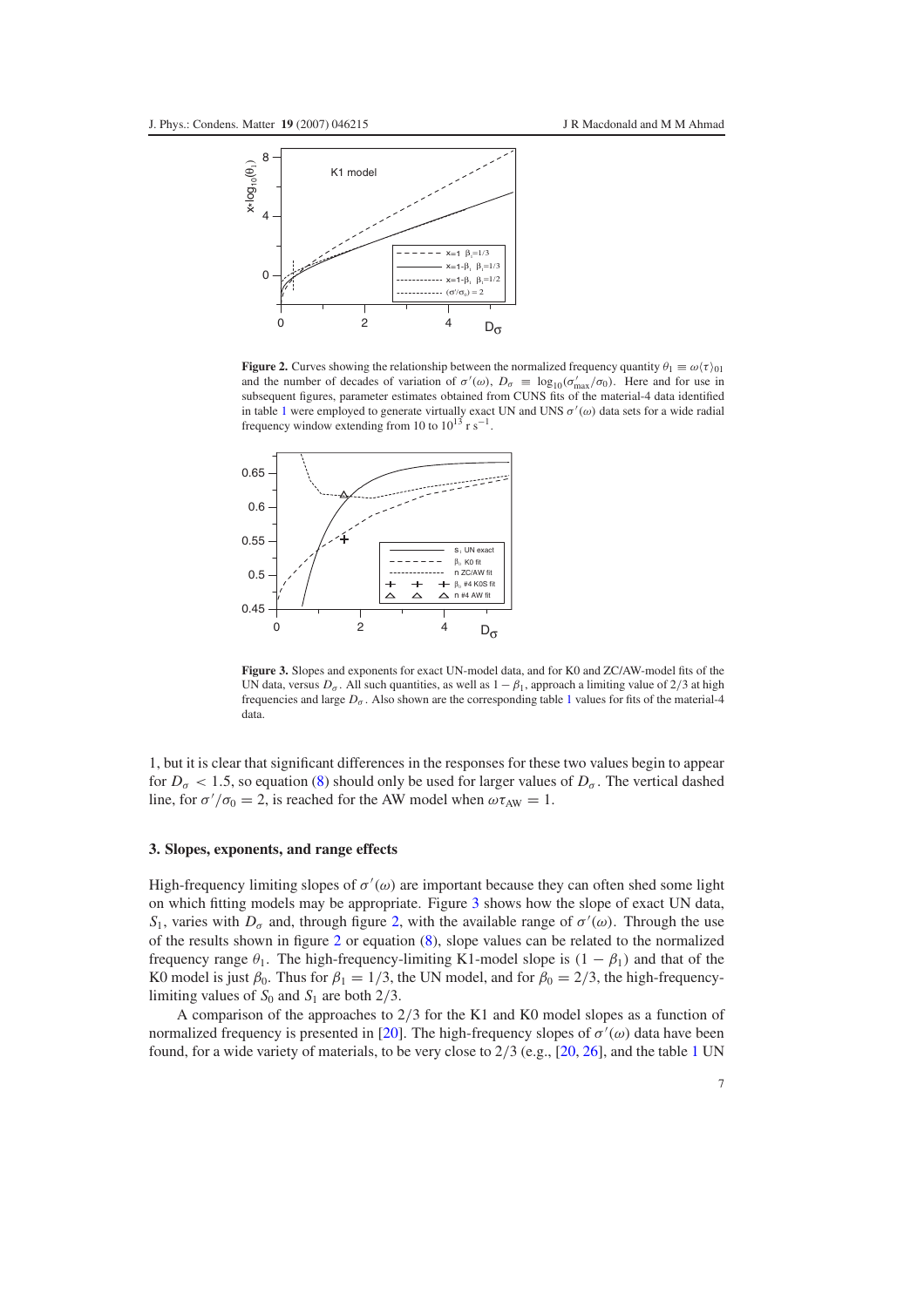**Figure 2.** Curves showing the relationship between the normalized frequency quantity $\theta_1 \equiv \omega\langle\tau\rangle_{01}$ and the number of decades of variation of $\sigma'(\omega)$, $D_\sigma \equiv \log_{10}(\sigma'_{max}/\sigma_0)$. Here and for use in subsequent figures, parameter estimates obtained from CUNS fits of the material-4 data identified in table 1 were employed to generate virtually exact UN and UNS $\sigma'(\omega)$ data sets for a wide radial frequency window extending from 10 to $10^{13}$ r s$^{-1}$.

**Figure 3.** Slopes and exponents for exact UN-model data, and for K0 and ZC/AW-model fits of the UN data, versus $D_\sigma$. All such quantities, as well as $1 - \beta_1$, approach a limiting value of 2/3 at high frequencies and large $D_\sigma$. Also shown are the corresponding table 1 values for fits of the material-4 data.

1, but it is clear that significant differences in the responses for these two values begin to appear for $D_\sigma < 1.5$, so equation (8) should only be used for larger values of $D_\sigma$. The vertical dashed line, for $\sigma'/\sigma_0 = 2$, is reached for the AW model when $\omega\tau_{AW} = 1$.

### 3. Slopes, exponents, and range effects

High-frequency limiting slopes of $\sigma'(\omega)$ are important because they can often shed some light on which fitting models may be appropriate. Figure 3 shows how the slope of exact UN data, $S_1$, varies with $D_\sigma$ and, through figure 2, with the available range of $\sigma'(\omega)$. Through the use of the results shown in figure 2 or equation (8), slope values can be related to the normalized frequency range $\theta_1$. The high-frequency-limiting K1-model slope is $(1 - \beta_1)$ and that of the K0 model is just $\beta_0$. Thus for $\beta_1 = 1/3$, the UN model, and for $\beta_0 = 2/3$, the high-frequency-limiting values of $S_0$ and $S_1$ are both 2/3.

A comparison of the approaches to 2/3 for the K1 and K0 model slopes as a function of normalized frequency is presented in [20]. The high-frequency slopes of $\sigma'(\omega)$ data have been found, for a wide variety of materials, to be very close to 2/3 (e.g., [20, 26], and the table 1 UN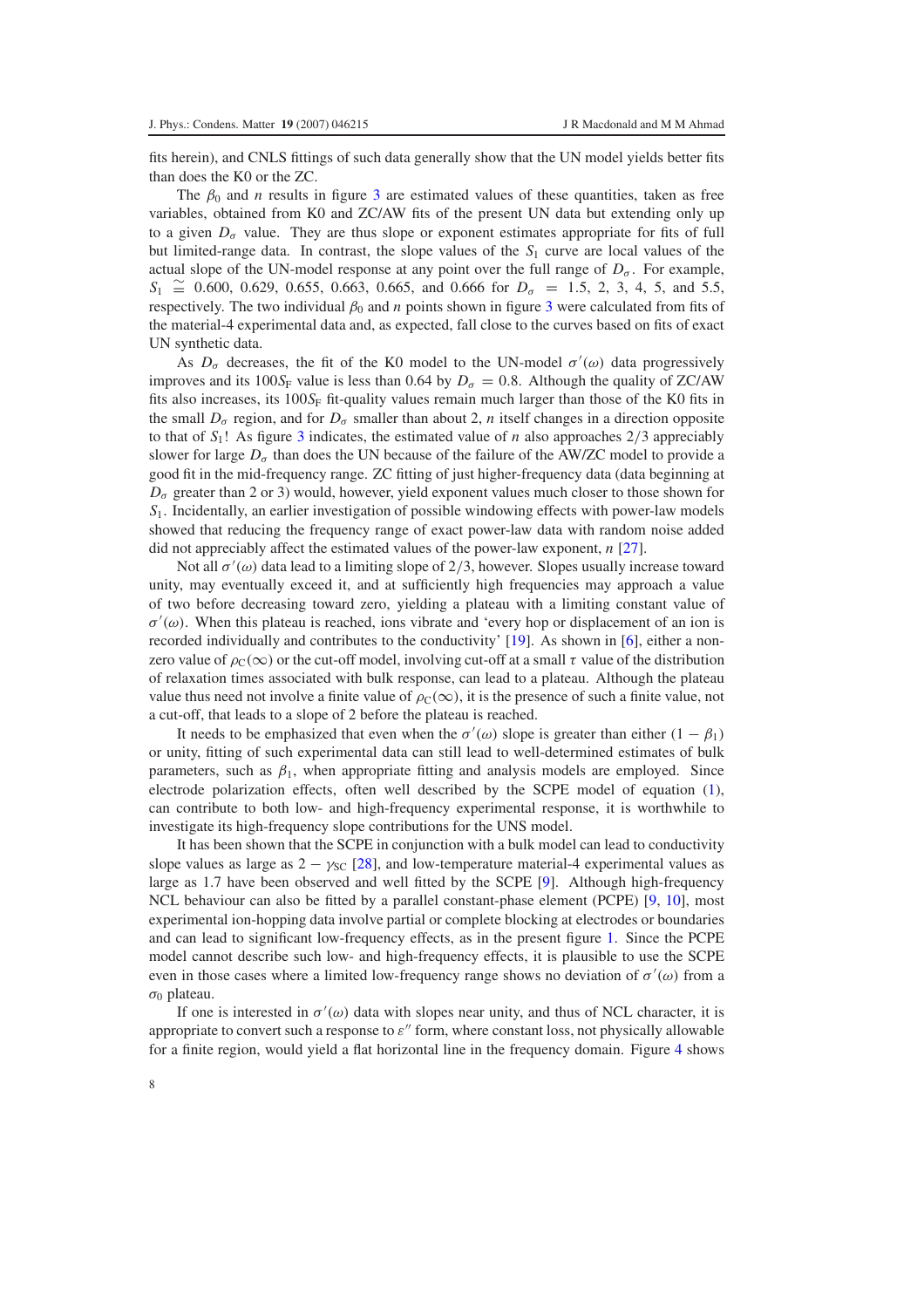fits herein), and CNLS fittings of such data generally show that the UN model yields better fits than does the K0 or the ZC.

The $\beta_0$ and $n$ results in figure 3 are estimated values of these quantities, taken as free variables, obtained from K0 and ZC/AW fits of the present UN data but extending only up to a given $D_\sigma$ value. They are thus slope or exponent estimates appropriate for fits of full but limited-range data. In contrast, the slope values of the $S_1$ curve are local values of the actual slope of the UN-model response at any point over the full range of $D_\sigma$. For example, $S_1 \cong 0.600$, 0.629, 0.655, 0.663, 0.665, and 0.666 for $D_\sigma = 1.5$, 2, 3, 4, 5, and 5.5, respectively. The two individual $\beta_0$ and $n$ points shown in figure 3 were calculated from fits of the material-4 experimental data and, as expected, fall close to the curves based on fits of exact UN synthetic data.

As $D_\sigma$ decreases, the fit of the K0 model to the UN-model $\sigma'(\omega)$ data progressively improves and its $100S_F$ value is less than 0.64 by $D_\sigma = 0.8$. Although the quality of ZC/AW fits also increases, its $100S_F$ fit-quality values remain much larger than those of the K0 fits in the small $D_\sigma$ region, and for $D_\sigma$ smaller than about 2, $n$ itself changes in a direction opposite to that of $S_1$! As figure 3 indicates, the estimated value of $n$ also approaches 2/3 appreciably slower for large $D_\sigma$ than does the UN because of the failure of the AW/ZC model to provide a good fit in the mid-frequency range. ZC fitting of just higher-frequency data (data beginning at $D_\sigma$ greater than 2 or 3) would, however, yield exponent values much closer to those shown for $S_1$. Incidentally, an earlier investigation of possible windowing effects with power-law models showed that reducing the frequency range of exact power-law data with random noise added did not appreciably affect the estimated values of the power-law exponent, $n$ [27].

Not all $\sigma'(\omega)$ data lead to a limiting slope of 2/3, however. Slopes usually increase toward unity, may eventually exceed it, and at sufficiently high frequencies may approach a value of two before decreasing toward zero, yielding a plateau with a limiting constant value of $\sigma'(\omega)$. When this plateau is reached, ions vibrate and 'every hop or displacement of an ion is recorded individually and contributes to the conductivity' [19]. As shown in [6], either a non-zero value of $\rho_C(\infty)$ or the cut-off model, involving cut-off at a small $\tau$ value of the distribution of relaxation times associated with bulk response, can lead to a plateau. Although the plateau value thus need not involve a finite value of $\rho_C(\infty)$, it is the presence of such a finite value, not a cut-off, that leads to a slope of 2 before the plateau is reached.

It needs to be emphasized that even when the $\sigma'(\omega)$ slope is greater than either $(1-\beta_1)$ or unity, fitting of such experimental data can still lead to well-determined estimates of bulk parameters, such as $\beta_1$, when appropriate fitting and analysis models are employed. Since electrode polarization effects, often well described by the SCPE model of equation (1), can contribute to both low- and high-frequency experimental response, it is worthwhile to investigate its high-frequency slope contributions for the UNS model.

It has been shown that the SCPE in conjunction with a bulk model can lead to conductivity slope values as large as $2 - \gamma_{SC}$ [28], and low-temperature material-4 experimental values as large as 1.7 have been observed and well fitted by the SCPE [9]. Although high-frequency NCL behaviour can also be fitted by a parallel constant-phase element (PCPE) [9, 10], most experimental ion-hopping data involve partial or complete blocking at electrodes or boundaries and can lead to significant low-frequency effects, as in the present figure 1. Since the PCPE model cannot describe such low- and high-frequency effects, it is plausible to use the SCPE even in those cases where a limited low-frequency range shows no deviation of $\sigma'(\omega)$ from a $\sigma_0$ plateau.

If one is interested in $\sigma'(\omega)$ data with slopes near unity, and thus of NCL character, it is appropriate to convert such a response to $\varepsilon''$ form, where constant loss, not physically allowable for a finite region, would yield a flat horizontal line in the frequency domain. Figure 4 shows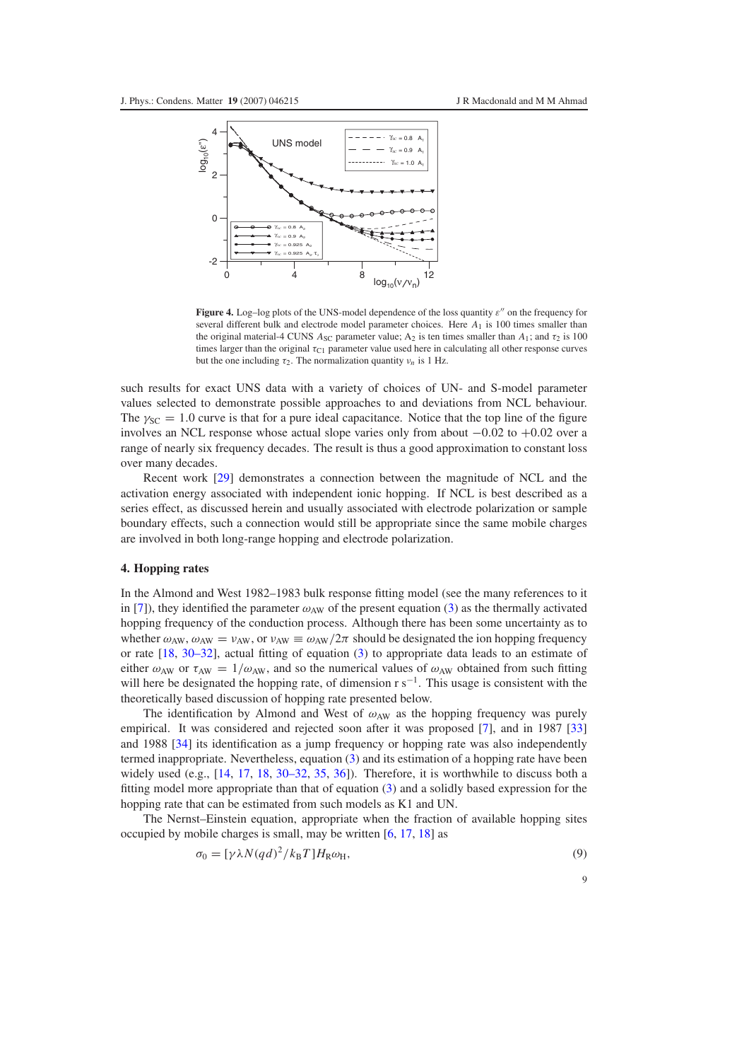**Figure 4.** Log–log plots of the UNS-model dependence of the loss quantity $\varepsilon''$ on the frequency for several different bulk and electrode model parameter choices. Here $A_1$ is 100 times smaller than the original material-4 CUNS $A_{SC}$ parameter value; $A_2$ is ten times smaller than $A_1$; and $\tau_2$ is 100 times larger than the original $\tau_{C1}$ parameter value used here in calculating all other response curves but the one including $\tau_2$. The normalization quantity $\nu_n$ is 1 Hz.

such results for exact UNS data with a variety of choices of UN- and S-model parameter values selected to demonstrate possible approaches to and deviations from NCL behaviour. The $\gamma_{SC} = 1.0$ curve is that for a pure ideal capacitance. Notice that the top line of the figure involves an NCL response whose actual slope varies only from about $-0.02$ to $+0.02$ over a range of nearly six frequency decades. The result is thus a good approximation to constant loss over many decades.

Recent work [29] demonstrates a connection between the magnitude of NCL and the activation energy associated with independent ionic hopping. If NCL is best described as a series effect, as discussed herein and usually associated with electrode polarization or sample boundary effects, such a connection would still be appropriate since the same mobile charges are involved in both long-range hopping and electrode polarization.

## 4. Hopping rates

In the Almond and West 1982–1983 bulk response fitting model (see the many references to it in [7]), they identified the parameter $\omega_{AW}$ of the present equation (3) as the thermally activated hopping frequency of the conduction process. Although there has been some uncertainty as to whether $\omega_{AW}$, $\omega_{AW} = \nu_{AW}$, or $\nu_{AW} \equiv \omega_{AW}/2\pi$ should be designated the ion hopping frequency or rate [18, 30–32], actual fitting of equation (3) to appropriate data leads to an estimate of either $\omega_{AW}$ or $\tau_{AW} = 1/\omega_{AW}$, and so the numerical values of $\omega_{AW}$ obtained from such fitting will here be designated the hopping rate, of dimension r $\mathrm{s}^{-1}$. This usage is consistent with the theoretically based discussion of hopping rate presented below.

The identification by Almond and West of $\omega_{AW}$ as the hopping frequency was purely empirical. It was considered and rejected soon after it was proposed [7], and in 1987 [33] and 1988 [34] its identification as a jump frequency or hopping rate was also independently termed inappropriate. Nevertheless, equation (3) and its estimation of a hopping rate have been widely used (e.g., [14, 17, 18, 30–32, 35, 36]). Therefore, it is worthwhile to discuss both a fitting model more appropriate than that of equation (3) and a solidly based expression for the hopping rate that can be estimated from such models as K1 and UN.

The Nernst–Einstein equation, appropriate when the fraction of available hopping sites occupied by mobile charges is small, may be written [6, 17, 18] as

$$\sigma_0 = [\gamma \lambda N (qd)^2 / k_B T] H_R \omega_H, \tag{9}$$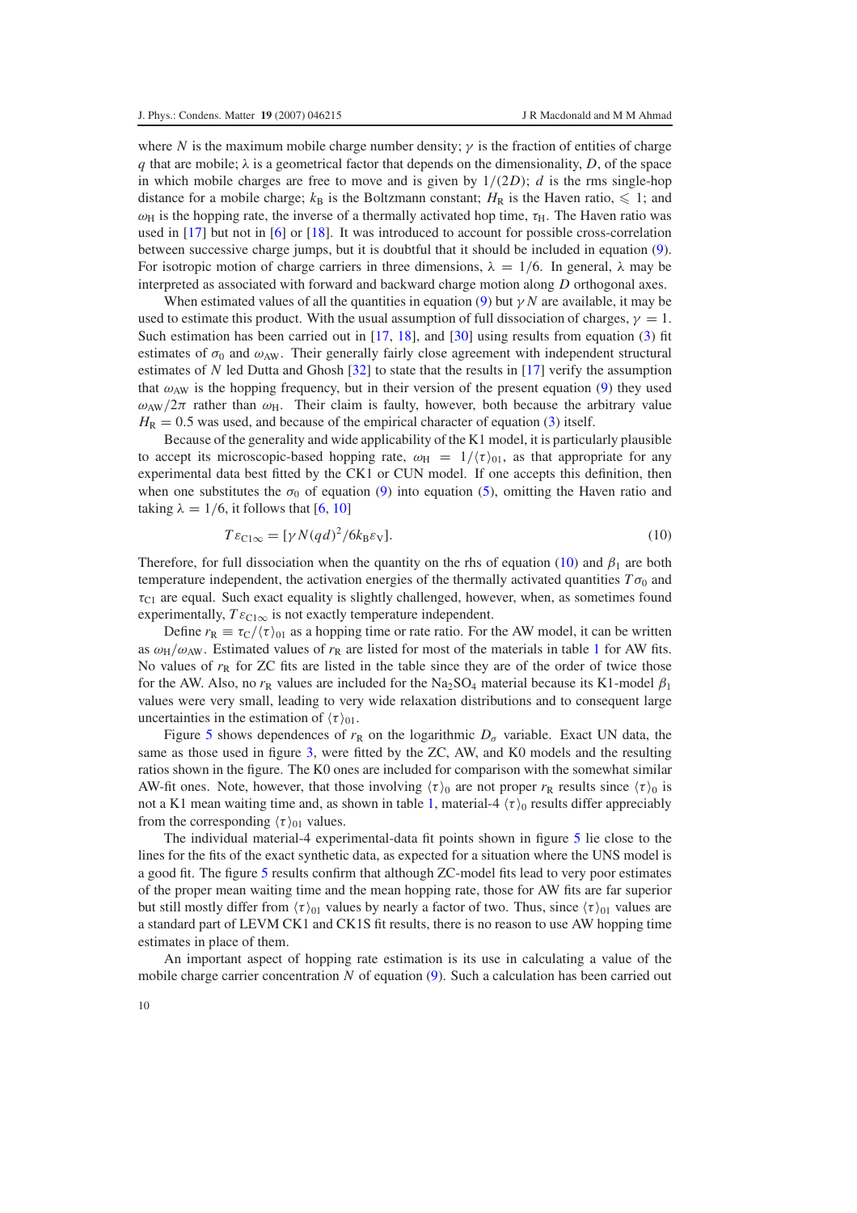where $N$ is the maximum mobile charge number density; $\gamma$ is the fraction of entities of charge $q$ that are mobile; $\lambda$ is a geometrical factor that depends on the dimensionality, $D$, of the space in which mobile charges are free to move and is given by $1/(2D)$; $d$ is the rms single-hop distance for a mobile charge; $k_B$ is the Boltzmann constant; $H_R$ is the Haven ratio, $\leqslant 1$; and $\omega_H$ is the hopping rate, the inverse of a thermally activated hop time, $\tau_H$. The Haven ratio was used in [17] but not in [6] or [18]. It was introduced to account for possible cross-correlation between successive charge jumps, but it is doubtful that it should be included in equation (9). For isotropic motion of charge carriers in three dimensions, $\lambda = 1/6$. In general, $\lambda$ may be interpreted as associated with forward and backward charge motion along $D$ orthogonal axes.

When estimated values of all the quantities in equation (9) but $\gamma N$ are available, it may be used to estimate this product. With the usual assumption of full dissociation of charges, $\gamma = 1$. Such estimation has been carried out in [17, 18], and [30] using results from equation (3) fit estimates of $\sigma_0$ and $\omega_{AW}$. Their generally fairly close agreement with independent structural estimates of $N$ led Dutta and Ghosh [32] to state that the results in [17] verify the assumption that $\omega_{AW}$ is the hopping frequency, but in their version of the present equation (9) they used $\omega_{AW}/2\pi$ rather than $\omega_H$. Their claim is faulty, however, both because the arbitrary value $H_R = 0.5$ was used, and because of the empirical character of equation (3) itself.

Because of the generality and wide applicability of the K1 model, it is particularly plausible to accept its microscopic-based hopping rate, $\omega_H = 1/\langle\tau\rangle_{01}$, as that appropriate for any experimental data best fitted by the CK1 or CUN model. If one accepts this definition, then when one substitutes the $\sigma_0$ of equation (9) into equation (5), omitting the Haven ratio and taking $\lambda = 1/6$, it follows that [6, 10]

$$T\varepsilon_{C1\infty} = [\gamma N(qd)^2/6k_B\varepsilon_V]. \tag{10}$$

Therefore, for full dissociation when the quantity on the rhs of equation (10) and $\beta_1$ are both temperature independent, the activation energies of the thermally activated quantities $T\sigma_0$ and $\tau_{C1}$ are equal. Such exact equality is slightly challenged, however, when, as sometimes found experimentally, $T\varepsilon_{C1\infty}$ is not exactly temperature independent.

Define $r_R \equiv \tau_C/\langle\tau\rangle_{01}$ as a hopping time or rate ratio. For the AW model, it can be written as $\omega_H/\omega_{AW}$. Estimated values of $r_R$ are listed for most of the materials in table 1 for AW fits. No values of $r_R$ for ZC fits are listed in the table since they are of the order of twice those for the AW. Also, no $r_R$ values are included for the $Na_2SO_4$ material because its K1-model $\beta_1$ values were very small, leading to very wide relaxation distributions and to consequent large uncertainties in the estimation of $\langle\tau\rangle_{01}$.

Figure 5 shows dependences of $r_R$ on the logarithmic $D_\sigma$ variable. Exact UN data, the same as those used in figure 3, were fitted by the ZC, AW, and K0 models and the resulting ratios shown in the figure. The K0 ones are included for comparison with the somewhat similar AW-fit ones. Note, however, that those involving $\langle\tau\rangle_0$ are not proper $r_R$ results since $\langle\tau\rangle_0$ is not a K1 mean waiting time and, as shown in table 1, material-4 $\langle\tau\rangle_0$ results differ appreciably from the corresponding $\langle\tau\rangle_{01}$ values.

The individual material-4 experimental-data fit points shown in figure 5 lie close to the lines for the fits of the exact synthetic data, as expected for a situation where the UNS model is a good fit. The figure 5 results confirm that although ZC-model fits lead to very poor estimates of the proper mean waiting time and the mean hopping rate, those for AW fits are far superior but still mostly differ from $\langle\tau\rangle_{01}$ values by nearly a factor of two. Thus, since $\langle\tau\rangle_{01}$ values are a standard part of LEVM CK1 and CK1S fit results, there is no reason to use AW hopping time estimates in place of them.

An important aspect of hopping rate estimation is its use in calculating a value of the mobile charge carrier concentration $N$ of equation (9). Such a calculation has been carried out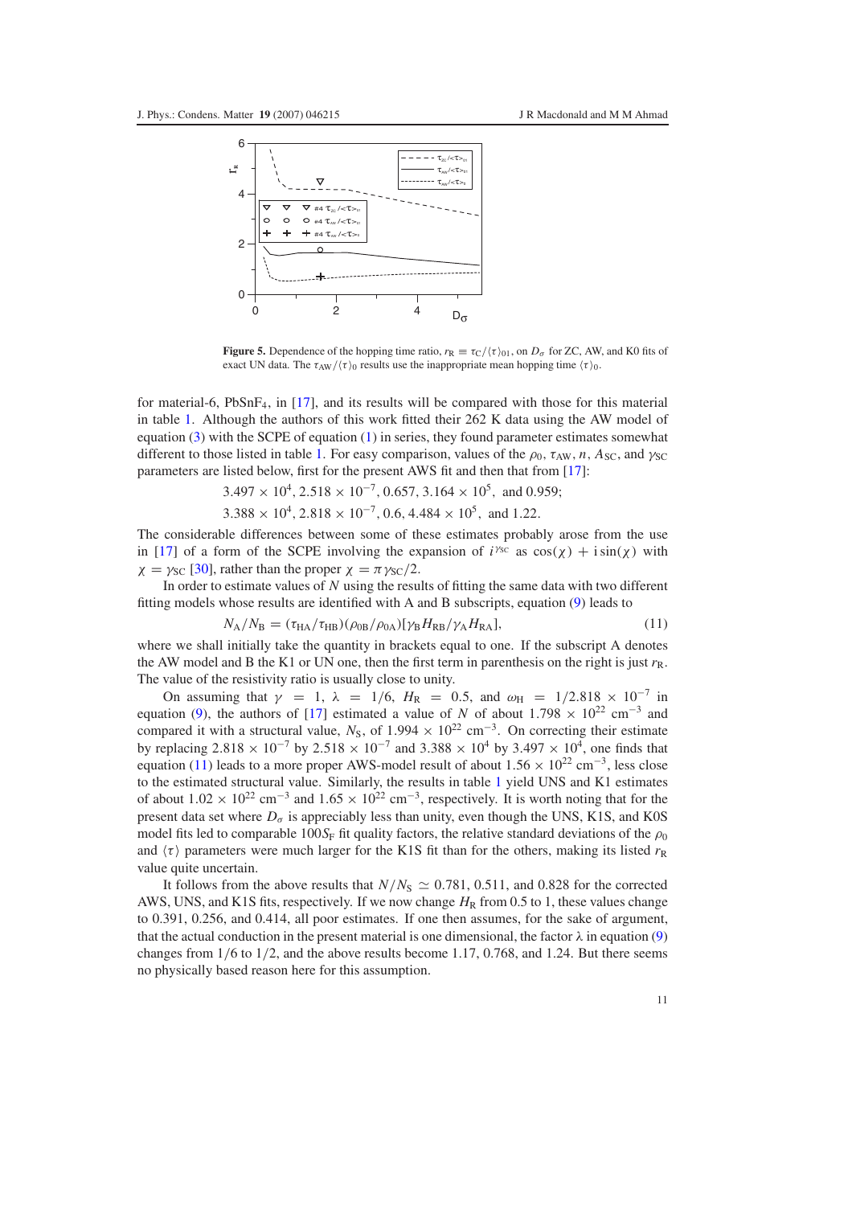**Figure 5.** Dependence of the hopping time ratio, $r_R \equiv \tau_C/\langle\tau\rangle_{01}$, on $D_\sigma$ for ZC, AW, and K0 fits of exact UN data. The $\tau_{AW}/\langle\tau\rangle_0$ results use the inappropriate mean hopping time $\langle\tau\rangle_0$.

for material-6, $PbSnF_4$, in [17], and its results will be compared with those for this material in table 1. Although the authors of this work fitted their 262 K data using the AW model of equation (3) with the SCPE of equation (1) in series, they found parameter estimates somewhat different to those listed in table 1. For easy comparison, values of the $\rho_0$, $\tau_{AW}$, $n$, $A_{SC}$, and $\gamma_{SC}$ parameters are listed below, first for the present AWS fit and then that from [17]:

$$3.497 \times 10^4, 2.518 \times 10^{-7}, 0.657, 3.164 \times 10^5, \text{ and } 0.959;$$

$$3.388 \times 10^4, 2.818 \times 10^{-7}, 0.6, 4.484 \times 10^5, \text{ and } 1.22.$$

The considerable differences between some of these estimates probably arose from the use in [17] of a form of the SCPE involving the expansion of $i^{\gamma_{SC}}$ as $\cos(\chi) + i\sin(\chi)$ with $\chi = \gamma_{SC}$ [30], rather than the proper $\chi = \pi\gamma_{SC}/2$.

In order to estimate values of $N$ using the results of fitting the same data with two different fitting models whose results are identified with A and B subscripts, equation (9) leads to

$$N_A/N_B = (\tau_{HA}/\tau_{HB})(\rho_{0B}/\rho_{0A})[\gamma_B H_{RB}/\gamma_A H_{RA}], \tag{11}$$

where we shall initially take the quantity in brackets equal to one. If the subscript A denotes the AW model and B the K1 or UN one, then the first term in parenthesis on the right is just $r_R$. The value of the resistivity ratio is usually close to unity.

On assuming that $\gamma = 1$, $\lambda = 1/6$, $H_R = 0.5$, and $\omega_H = 1/2.818 \times 10^{-7}$ in equation (9), the authors of [17] estimated a value of $N$ of about $1.798 \times 10^{22}$ $\text{cm}^{-3}$ and compared it with a structural value, $N_S$, of $1.994 \times 10^{22}$ $\text{cm}^{-3}$. On correcting their estimate by replacing $2.818 \times 10^{-7}$ by $2.518 \times 10^{-7}$ and $3.388 \times 10^4$ by $3.497 \times 10^4$, one finds that equation (11) leads to a more proper AWS-model result of about $1.56 \times 10^{22}$ $\text{cm}^{-3}$, less close to the estimated structural value. Similarly, the results in table 1 yield UNS and K1 estimates of about $1.02 \times 10^{22}$ $\text{cm}^{-3}$ and $1.65 \times 10^{22}$ $\text{cm}^{-3}$, respectively. It is worth noting that for the present data set where $D_\sigma$ is appreciably less than unity, even though the UNS, K1S, and K0S model fits led to comparable $100S_F$ fit quality factors, the relative standard deviations of the $\rho_0$ and $\langle\tau\rangle$ parameters were much larger for the K1S fit than for the others, making its listed $r_R$ value quite uncertain.

It follows from the above results that $N/N_S \simeq 0.781$, 0.511, and 0.828 for the corrected AWS, UNS, and K1S fits, respectively. If we now change $H_R$ from 0.5 to 1, these values change to 0.391, 0.256, and 0.414, all poor estimates. If one then assumes, for the sake of argument, that the actual conduction in the present material is one dimensional, the factor $\lambda$ in equation (9) changes from 1/6 to 1/2, and the above results become 1.17, 0.768, and 1.24. But there seems no physically based reason here for this assumption.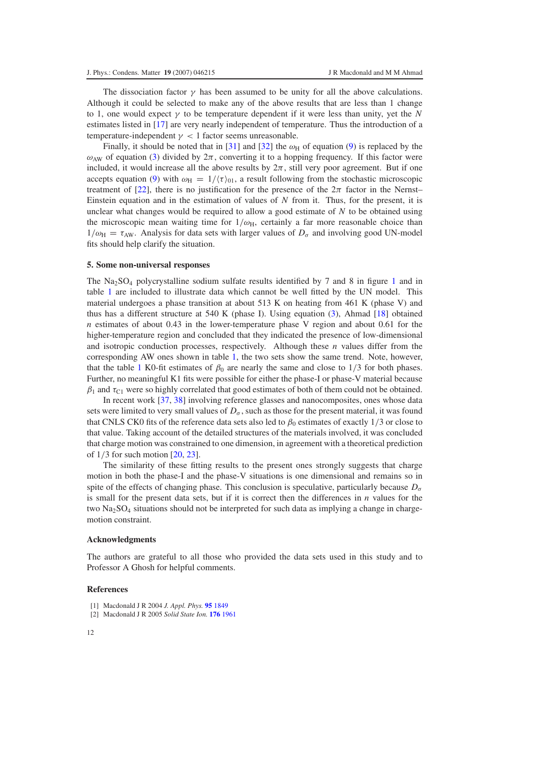The dissociation factor $\gamma$ has been assumed to be unity for all the above calculations. Although it could be selected to make any of the above results that are less than 1 change to 1, one would expect $\gamma$ to be temperature dependent if it were less than unity, yet the $N$ estimates listed in [17] are very nearly independent of temperature. Thus the introduction of a temperature-independent $\gamma < 1$ factor seems unreasonable.

Finally, it should be noted that in [31] and [32] the $\omega_H$ of equation (9) is replaced by the $\omega_{AW}$ of equation (3) divided by $2\pi$, converting it to a hopping frequency. If this factor were included, it would increase all the above results by $2\pi$, still very poor agreement. But if one accepts equation (9) with $\omega_H = 1/\langle\tau\rangle_{01}$, a result following from the stochastic microscopic treatment of [22], there is no justification for the presence of the $2\pi$ factor in the Nernst–Einstein equation and in the estimation of values of $N$ from it. Thus, for the present, it is unclear what changes would be required to allow a good estimate of $N$ to be obtained using the microscopic mean waiting time for $1/\omega_H$, certainly a far more reasonable choice than $1/\omega_H = \tau_{AW}$. Analysis for data sets with larger values of $D_\sigma$ and involving good UN-model fits should help clarify the situation.

## 5. Some non-universal responses

The $Na_2SO_4$ polycrystalline sodium sulfate results identified by 7 and 8 in figure 1 and in table 1 are included to illustrate data which cannot be well fitted by the UN model. This material undergoes a phase transition at about 513 K on heating from 461 K (phase V) and thus has a different structure at 540 K (phase I). Using equation (3), Ahmad [18] obtained $n$ estimates of about 0.43 in the lower-temperature phase V region and about 0.61 for the higher-temperature region and concluded that they indicated the presence of low-dimensional and isotropic conduction processes, respectively. Although these $n$ values differ from the corresponding AW ones shown in table 1, the two sets show the same trend. Note, however, that the table 1 K0-fit estimates of $\beta_0$ are nearly the same and close to $1/3$ for both phases. Further, no meaningful K1 fits were possible for either the phase-I or phase-V material because $\beta_1$ and $\tau_{C1}$ were so highly correlated that good estimates of both of them could not be obtained.

In recent work [37, 38] involving reference glasses and nanocomposites, ones whose data sets were limited to very small values of $D_\sigma$, such as those for the present material, it was found that CNLS CK0 fits of the reference data sets also led to $\beta_0$ estimates of exactly $1/3$ or close to that value. Taking account of the detailed structures of the materials involved, it was concluded that charge motion was constrained to one dimension, in agreement with a theoretical prediction of $1/3$ for such motion [20, 23].

The similarity of these fitting results to the present ones strongly suggests that charge motion in both the phase-I and the phase-V situations is one dimensional and remains so in spite of the effects of changing phase. This conclusion is speculative, particularly because $D_\sigma$ is small for the present data sets, but if it is correct then the differences in $n$ values for the two $Na_2SO_4$ situations should not be interpreted for such data as implying a change in charge-motion constraint.

### Acknowledgments

The authors are grateful to all those who provided the data sets used in this study and to Professor A Ghosh for helpful comments.

### References

[1] Macdonald J R 2004 *J. Appl. Phys.* **95** 1849
[2] Macdonald J R 2005 *Solid State Ion.* **176** 1961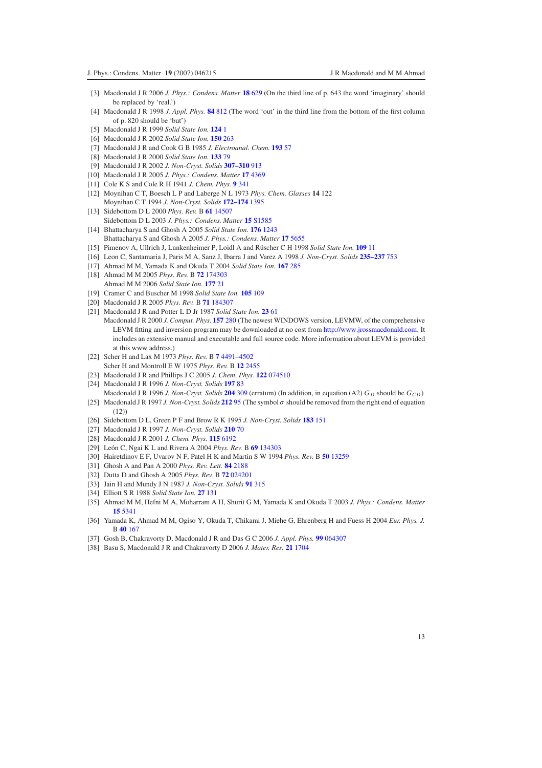[3] Macdonald J R 2006 *J. Phys.: Condens. Matter* **18** 629 (On the third line of p. 643 the word 'imaginary' should be replaced by 'real.')

[4] Macdonald J R 1998 *J. Appl. Phys.* **84** 812 (The word 'out' in the third line from the bottom of the first column of p. 820 should be 'but')

[5] Macdonald J R 1999 *Solid State Ion.* **124** 1

[6] Macdonald J R 2002 *Solid State Ion.* **150** 263

[7] Macdonald J R and Cook G B 1985 *J. Electroanal. Chem.* **193** 57

[8] Macdonald J R 2000 *Solid State Ion.* **133** 79

[9] Macdonald J R 2002 *J. Non-Cryst. Solids* **307–310** 913

[10] Macdonald J R 2005 *J. Phys.: Condens. Matter* **17** 4369

[11] Cole K S and Cole R H 1941 *J. Chem. Phys.* **9** 341

[12] Moynihan C T, Boesch L P and Laberge N L 1973 *Phys. Chem. Glasses* **14** 122
Moynihan C T 1994 *J. Non-Cryst. Solids* **172–174** 1395

[13] Sidebottom D L 2000 *Phys. Rev.* B **61** 14507
Sidebottom D L 2003 *J. Phys.: Condens. Matter* **15** S1585

[14] Bhattacharya S and Ghosh A 2005 *Solid State Ion.* **176** 1243
Bhattacharya S and Ghosh A 2005 *J. Phys.: Condens. Matter* **17** 5655

[15] Pimenov A, Ullrich J, Lunkenheimer P, Loidl A and Rüscher C H 1998 *Solid State Ion.* **109** 11

[16] Leon C, Santamaria J, Paris M A, Sanz J, Ibarra J and Varez A 1998 *J. Non-Cryst. Solids* **235–237** 753

[17] Ahmad M M, Yamada K and Okuda T 2004 *Solid State Ion.* **167** 285

[18] Ahmad M M 2005 *Phys. Rev.* B **72** 174303
Ahmad M M 2006 *Solid State Ion.* **177** 21

[19] Cramer C and Buscher M 1998 *Solid State Ion.* **105** 109

[20] Macdonald J R 2005 *Phys. Rev.* B **71** 184307

[21] Macdonald J R and Potter L D Jr 1987 *Solid State Ion.* **23** 61
Macdonald J R 2000 *J. Comput. Phys.* **157** 280 (The newest WINDOWS version, LEVMW, of the comprehensive LEVM fitting and inversion program may be downloaded at no cost from http://www.jrossmacdonald.com. It includes an extensive manual and executable and full source code. More information about LEVM is provided at this www address.)

[22] Scher H and Lax M 1973 *Phys. Rev.* B **7** 4491–4502
Scher H and Montroll E W 1975 *Phys. Rev.* B **12** 2455

[23] Macdonald J R and Phillips J C 2005 *J. Chem. Phys.* **122** 074510

[24] Macdonald J R 1996 *J. Non-Cryst. Solids* **197** 83
Macdonald J R 1996 *J. Non-Cryst. Solids* **204** 309 (erratum) (In addition, in equation (A2) $G_D$ should be $G_{CD}$)

[25] Macdonald J R 1997 *J. Non-Cryst. Solids* **212** 95 (The symbol $\sigma$ should be removed from the right end of equation (12))

[26] Sidebottom D L, Green P F and Brow R K 1995 *J. Non-Cryst. Solids* **183** 151

[27] Macdonald J R 1997 *J. Non-Cryst. Solids* **210** 70

[28] Macdonald J R 2001 *J. Chem. Phys.* **115** 6192

[29] León C, Ngai K L and Rivera A 2004 *Phys. Rev.* B **69** 134303

[30] Hairetdinov E F, Uvarov N F, Patel H K and Martin S W 1994 *Phys. Rev.* B **50** 13259

[31] Ghosh A and Pan A 2000 *Phys. Rev. Lett.* **84** 2188

[32] Dutta D and Ghosh A 2005 *Phys. Rev.* B **72** 024201

[33] Jain H and Mundy J N 1987 *J. Non-Cryst. Solids* **91** 315

[34] Elliott S R 1988 *Solid State Ion.* **27** 131

[35] Ahmad M M, Hefni M A, Moharram A H, Shurit G M, Yamada K and Okuda T 2003 *J. Phys.: Condens. Matter* **15** 5341

[36] Yamada K, Ahmad M M, Ogiso Y, Okuda T, Chikami J, Miehe G, Ehrenberg H and Fuess H 2004 *Eur. Phys. J.* B **40** 167

[37] Gosh B, Chakravorty D, Macdonald J R and Das G C 2006 *J. Appl. Phys.* **99** 064307

[38] Basu S, Macdonald J R and Chakravorty D 2006 *J. Mater. Res.* **21** 1704